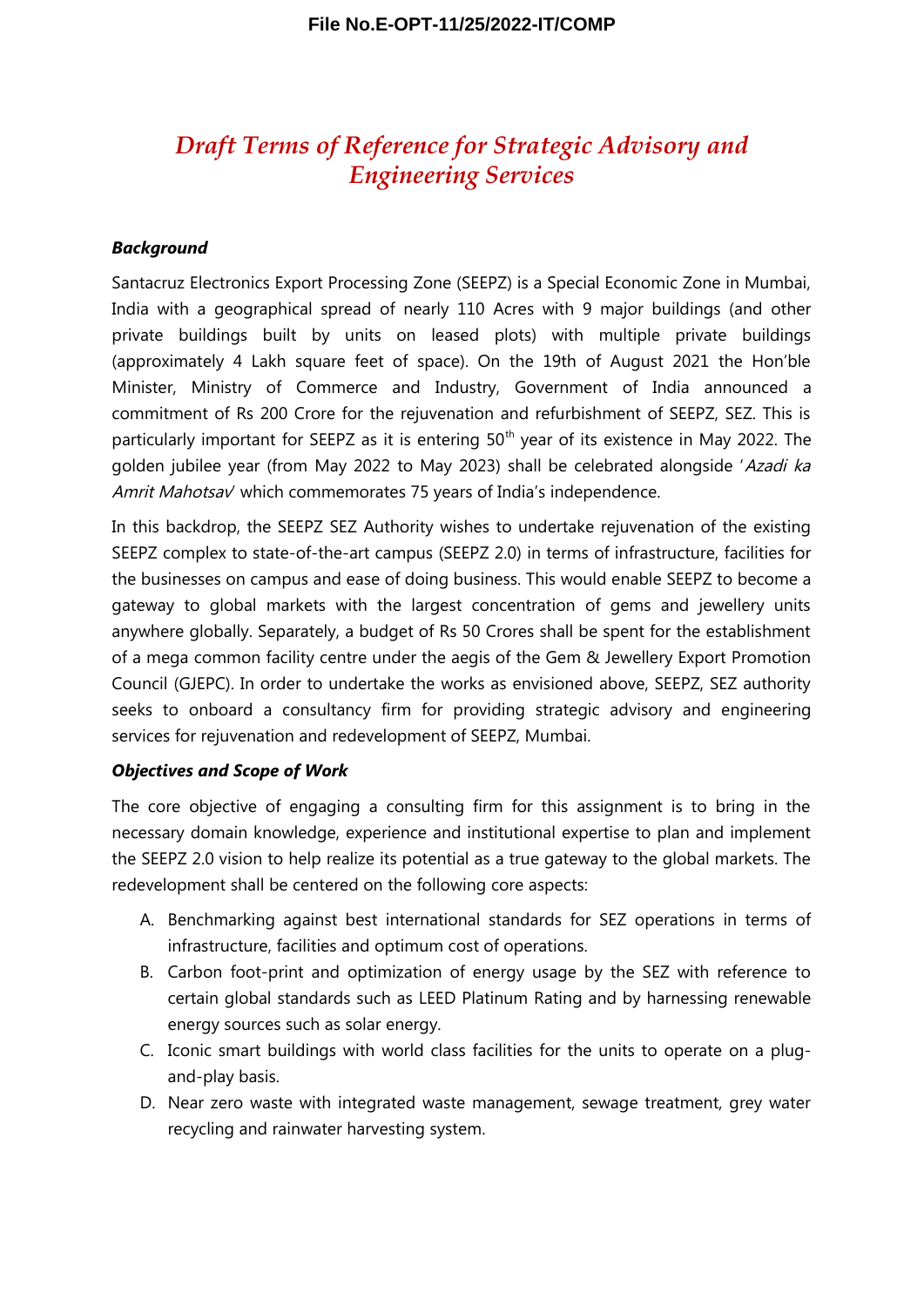File No.E-OPT-11/25/2022-IT/COMP

# *Draft Terms of Reference for Strategic Advisory and Engineering Services*

***Background***

Santacruz Electronics Export Processing Zone (SEEPZ) is a Special Economic Zone in Mumbai, India with a geographical spread of nearly 110 Acres with 9 major buildings (and other private buildings built by units on leased plots) with multiple private buildings (approximately 4 Lakh square feet of space). On the 19th of August 2021 the Hon'ble Minister, Ministry of Commerce and Industry, Government of India announced a commitment of Rs 200 Crore for the rejuvenation and refurbishment of SEEPZ, SEZ. This is particularly important for SEEPZ as it is entering 50th year of its existence in May 2022. The golden jubilee year (from May 2022 to May 2023) shall be celebrated alongside '*Azadi ka Amrit Mahotsav*' which commemorates 75 years of India's independence.

In this backdrop, the SEEPZ SEZ Authority wishes to undertake rejuvenation of the existing SEEPZ complex to state-of-the-art campus (SEEPZ 2.0) in terms of infrastructure, facilities for the businesses on campus and ease of doing business. This would enable SEEPZ to become a gateway to global markets with the largest concentration of gems and jewellery units anywhere globally. Separately, a budget of Rs 50 Crores shall be spent for the establishment of a mega common facility centre under the aegis of the Gem & Jewellery Export Promotion Council (GJEPC). In order to undertake the works as envisioned above, SEEPZ, SEZ authority seeks to onboard a consultancy firm for providing strategic advisory and engineering services for rejuvenation and redevelopment of SEEPZ, Mumbai.

***Objectives and Scope of Work***

The core objective of engaging a consulting firm for this assignment is to bring in the necessary domain knowledge, experience and institutional expertise to plan and implement the SEEPZ 2.0 vision to help realize its potential as a true gateway to the global markets. The redevelopment shall be centered on the following core aspects:

A. Benchmarking against best international standards for SEZ operations in terms of infrastructure, facilities and optimum cost of operations.
B. Carbon foot-print and optimization of energy usage by the SEZ with reference to certain global standards such as LEED Platinum Rating and by harnessing renewable energy sources such as solar energy.
C. Iconic smart buildings with world class facilities for the units to operate on a plug-and-play basis.
D. Near zero waste with integrated waste management, sewage treatment, grey water recycling and rainwater harvesting system.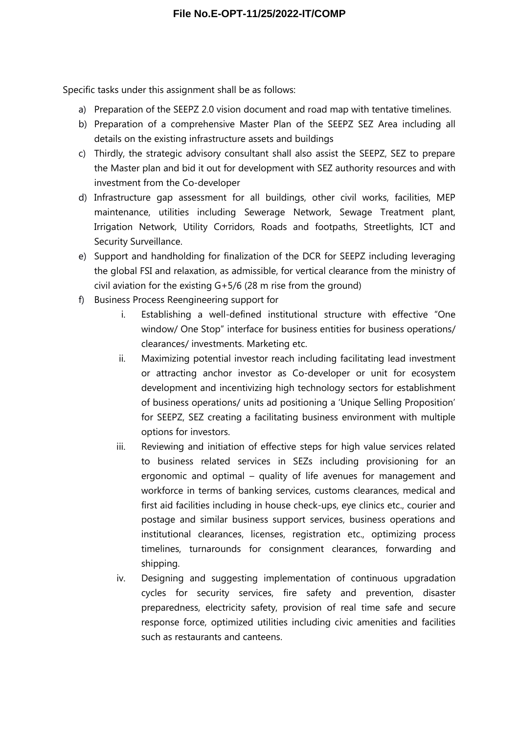Specific tasks under this assignment shall be as follows:

a) Preparation of the SEEPZ 2.0 vision document and road map with tentative timelines.
b) Preparation of a comprehensive Master Plan of the SEEPZ SEZ Area including all details on the existing infrastructure assets and buildings
c) Thirdly, the strategic advisory consultant shall also assist the SEEPZ, SEZ to prepare the Master plan and bid it out for development with SEZ authority resources and with investment from the Co-developer
d) Infrastructure gap assessment for all buildings, other civil works, facilities, MEP maintenance, utilities including Sewerage Network, Sewage Treatment plant, Irrigation Network, Utility Corridors, Roads and footpaths, Streetlights, ICT and Security Surveillance.
e) Support and handholding for finalization of the DCR for SEEPZ including leveraging the global FSI and relaxation, as admissible, for vertical clearance from the ministry of civil aviation for the existing G+5/6 (28 m rise from the ground)
f) Business Process Reengineering support for
    i. Establishing a well-defined institutional structure with effective "One window/ One Stop" interface for business entities for business operations/ clearances/ investments. Marketing etc.
    ii. Maximizing potential investor reach including facilitating lead investment or attracting anchor investor as Co-developer or unit for ecosystem development and incentivizing high technology sectors for establishment of business operations/ units ad positioning a 'Unique Selling Proposition' for SEEPZ, SEZ creating a facilitating business environment with multiple options for investors.
    iii. Reviewing and initiation of effective steps for high value services related to business related services in SEZs including provisioning for an ergonomic and optimal – quality of life avenues for management and workforce in terms of banking services, customs clearances, medical and first aid facilities including in house check-ups, eye clinics etc., courier and postage and similar business support services, business operations and institutional clearances, licenses, registration etc., optimizing process timelines, turnarounds for consignment clearances, forwarding and shipping.
    iv. Designing and suggesting implementation of continuous upgradation cycles for security services, fire safety and prevention, disaster preparedness, electricity safety, provision of real time safe and secure response force, optimized utilities including civic amenities and facilities such as restaurants and canteens.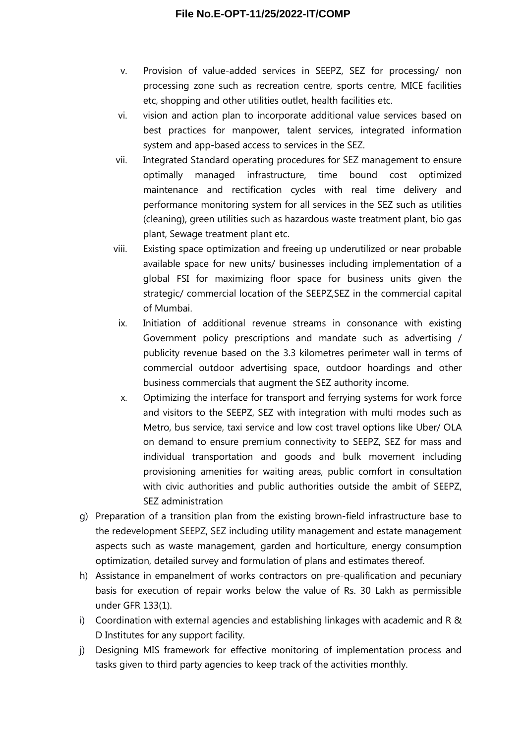v. Provision of value-added services in SEEPZ, SEZ for processing/ non processing zone such as recreation centre, sports centre, MICE facilities etc, shopping and other utilities outlet, health facilities etc.

vi. vision and action plan to incorporate additional value services based on best practices for manpower, talent services, integrated information system and app-based access to services in the SEZ.

vii. Integrated Standard operating procedures for SEZ management to ensure optimally managed infrastructure, time bound cost optimized maintenance and rectification cycles with real time delivery and performance monitoring system for all services in the SEZ such as utilities (cleaning), green utilities such as hazardous waste treatment plant, bio gas plant, Sewage treatment plant etc.

viii. Existing space optimization and freeing up underutilized or near probable available space for new units/ businesses including implementation of a global FSI for maximizing floor space for business units given the strategic/ commercial location of the SEEPZ,SEZ in the commercial capital of Mumbai.

ix. Initiation of additional revenue streams in consonance with existing Government policy prescriptions and mandate such as advertising / publicity revenue based on the 3.3 kilometres perimeter wall in terms of commercial outdoor advertising space, outdoor hoardings and other business commercials that augment the SEZ authority income.

x. Optimizing the interface for transport and ferrying systems for work force and visitors to the SEEPZ, SEZ with integration with multi modes such as Metro, bus service, taxi service and low cost travel options like Uber/ OLA on demand to ensure premium connectivity to SEEPZ, SEZ for mass and individual transportation and goods and bulk movement including provisioning amenities for waiting areas, public comfort in consultation with civic authorities and public authorities outside the ambit of SEEPZ, SEZ administration

g) Preparation of a transition plan from the existing brown-field infrastructure base to the redevelopment SEEPZ, SEZ including utility management and estate management aspects such as waste management, garden and horticulture, energy consumption optimization, detailed survey and formulation of plans and estimates thereof.

h) Assistance in empanelment of works contractors on pre-qualification and pecuniary basis for execution of repair works below the value of Rs. 30 Lakh as permissible under GFR 133(1).

i) Coordination with external agencies and establishing linkages with academic and R & D Institutes for any support facility.

j) Designing MIS framework for effective monitoring of implementation process and tasks given to third party agencies to keep track of the activities monthly.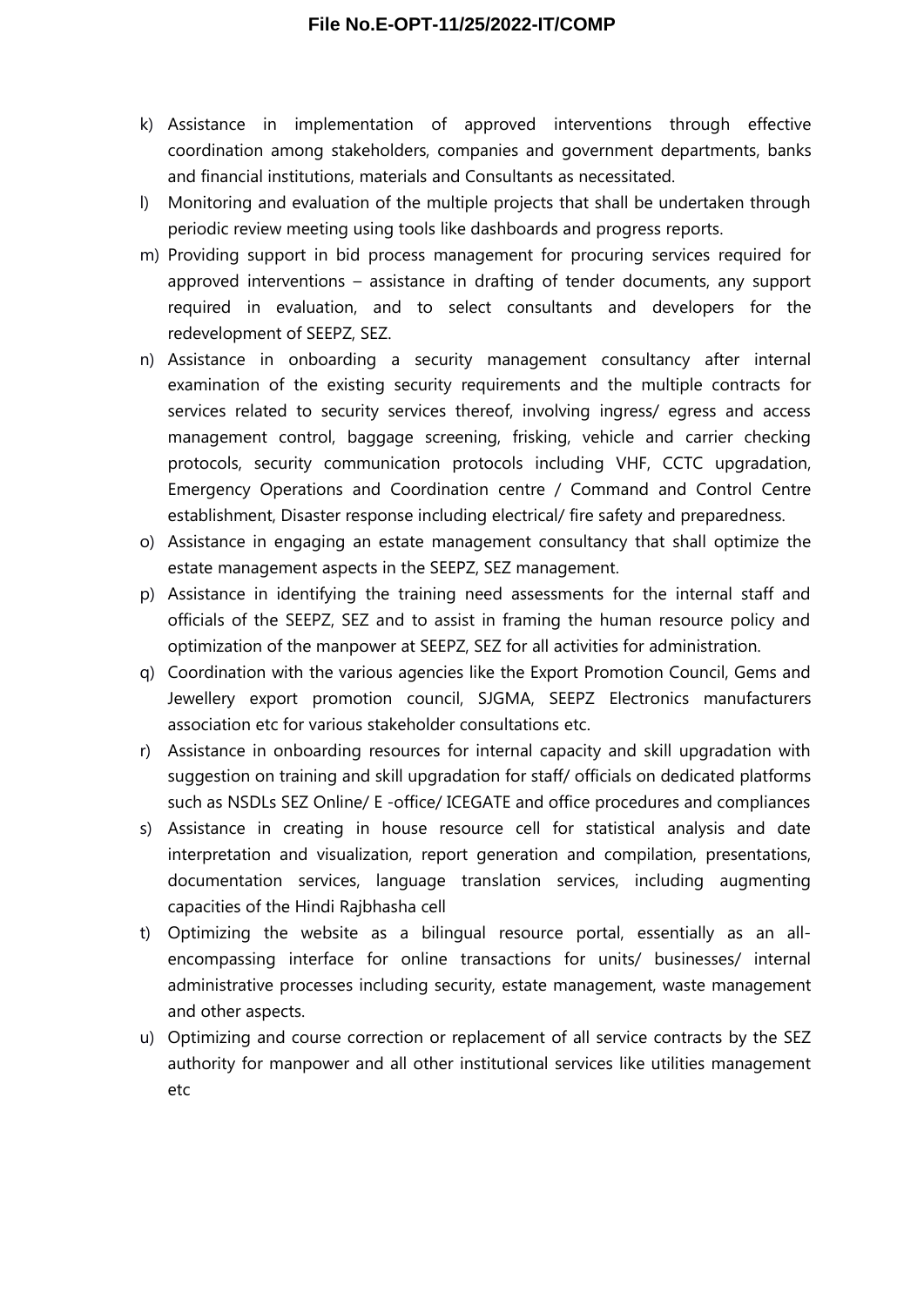k) Assistance in implementation of approved interventions through effective coordination among stakeholders, companies and government departments, banks and financial institutions, materials and Consultants as necessitated.

l) Monitoring and evaluation of the multiple projects that shall be undertaken through periodic review meeting using tools like dashboards and progress reports.

m) Providing support in bid process management for procuring services required for approved interventions – assistance in drafting of tender documents, any support required in evaluation, and to select consultants and developers for the redevelopment of SEEPZ, SEZ.

n) Assistance in onboarding a security management consultancy after internal examination of the existing security requirements and the multiple contracts for services related to security services thereof, involving ingress/ egress and access management control, baggage screening, frisking, vehicle and carrier checking protocols, security communication protocols including VHF, CCTC upgradation, Emergency Operations and Coordination centre / Command and Control Centre establishment, Disaster response including electrical/ fire safety and preparedness.

o) Assistance in engaging an estate management consultancy that shall optimize the estate management aspects in the SEEPZ, SEZ management.

p) Assistance in identifying the training need assessments for the internal staff and officials of the SEEPZ, SEZ and to assist in framing the human resource policy and optimization of the manpower at SEEPZ, SEZ for all activities for administration.

q) Coordination with the various agencies like the Export Promotion Council, Gems and Jewellery export promotion council, SJGMA, SEEPZ Electronics manufacturers association etc for various stakeholder consultations etc.

r) Assistance in onboarding resources for internal capacity and skill upgradation with suggestion on training and skill upgradation for staff/ officials on dedicated platforms such as NSDLs SEZ Online/ E -office/ ICEGATE and office procedures and compliances

s) Assistance in creating in house resource cell for statistical analysis and date interpretation and visualization, report generation and compilation, presentations, documentation services, language translation services, including augmenting capacities of the Hindi Rajbhasha cell

t) Optimizing the website as a bilingual resource portal, essentially as an all-encompassing interface for online transactions for units/ businesses/ internal administrative processes including security, estate management, waste management and other aspects.

u) Optimizing and course correction or replacement of all service contracts by the SEZ authority for manpower and all other institutional services like utilities management etc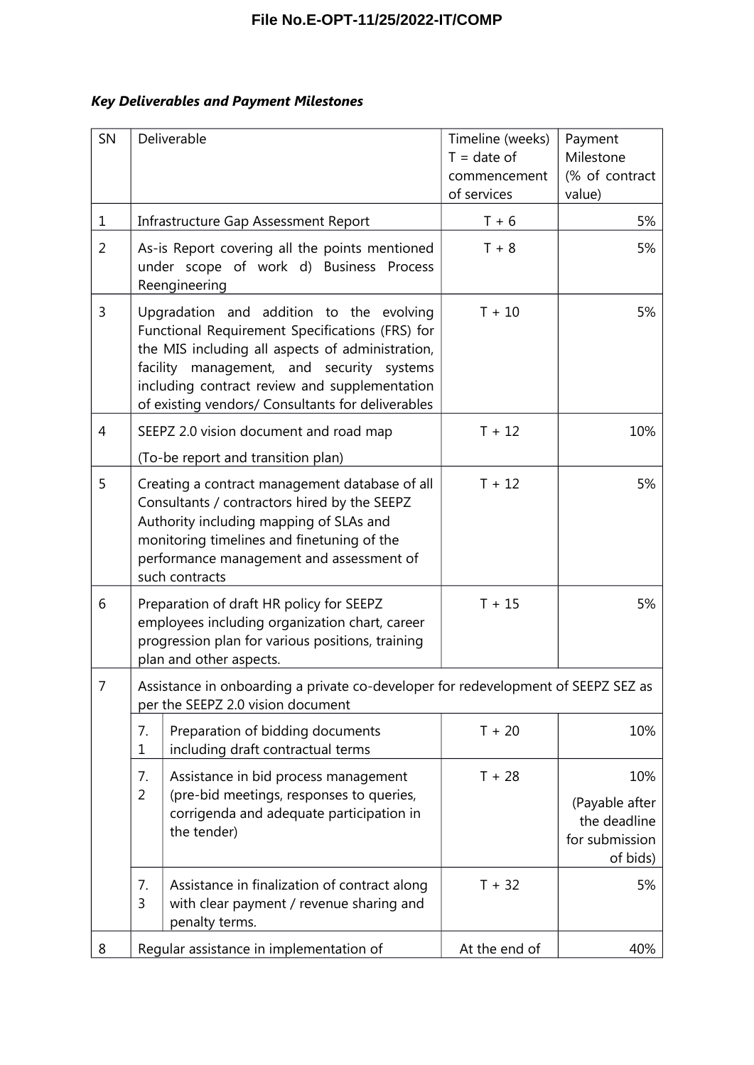***Key Deliverables and Payment Milestones***

| SN | Deliverable | | Timeline (weeks) T = date of commencement of services | Payment Milestone (% of contract value) |
|---|---|---|---|---|
| 1 | Infrastructure Gap Assessment Report | | T + 6 | 5% |
| 2 | As-is Report covering all the points mentioned under scope of work d) Business Process Reengineering | | T + 8 | 5% |
| 3 | Upgradation and addition to the evolving Functional Requirement Specifications (FRS) for the MIS including all aspects of administration, facility management, and security systems including contract review and supplementation of existing vendors/ Consultants for deliverables | | T + 10 | 5% |
| 4 | SEEPZ 2.0 vision document and road map<br>(To-be report and transition plan) | | T + 12 | 10% |
| 5 | Creating a contract management database of all Consultants / contractors hired by the SEEPZ Authority including mapping of SLAs and monitoring timelines and finetuning of the performance management and assessment of such contracts | | T + 12 | 5% |
| 6 | Preparation of draft HR policy for SEEPZ employees including organization chart, career progression plan for various positions, training plan and other aspects. | | T + 15 | 5% |
| 7 | Assistance in onboarding a private co-developer for redevelopment of SEEPZ SEZ as per the SEEPZ 2.0 vision document | | | |
| | 7.1 | Preparation of bidding documents including draft contractual terms | T + 20 | 10% |
| | 7.2 | Assistance in bid process management (pre-bid meetings, responses to queries, corrigenda and adequate participation in the tender) | T + 28 | 10%<br>(Payable after the deadline for submission of bids) |
| | 7.3 | Assistance in finalization of contract along with clear payment / revenue sharing and penalty terms. | T + 32 | 5% |
| 8 | Regular assistance in implementation of | | At the end of | 40% |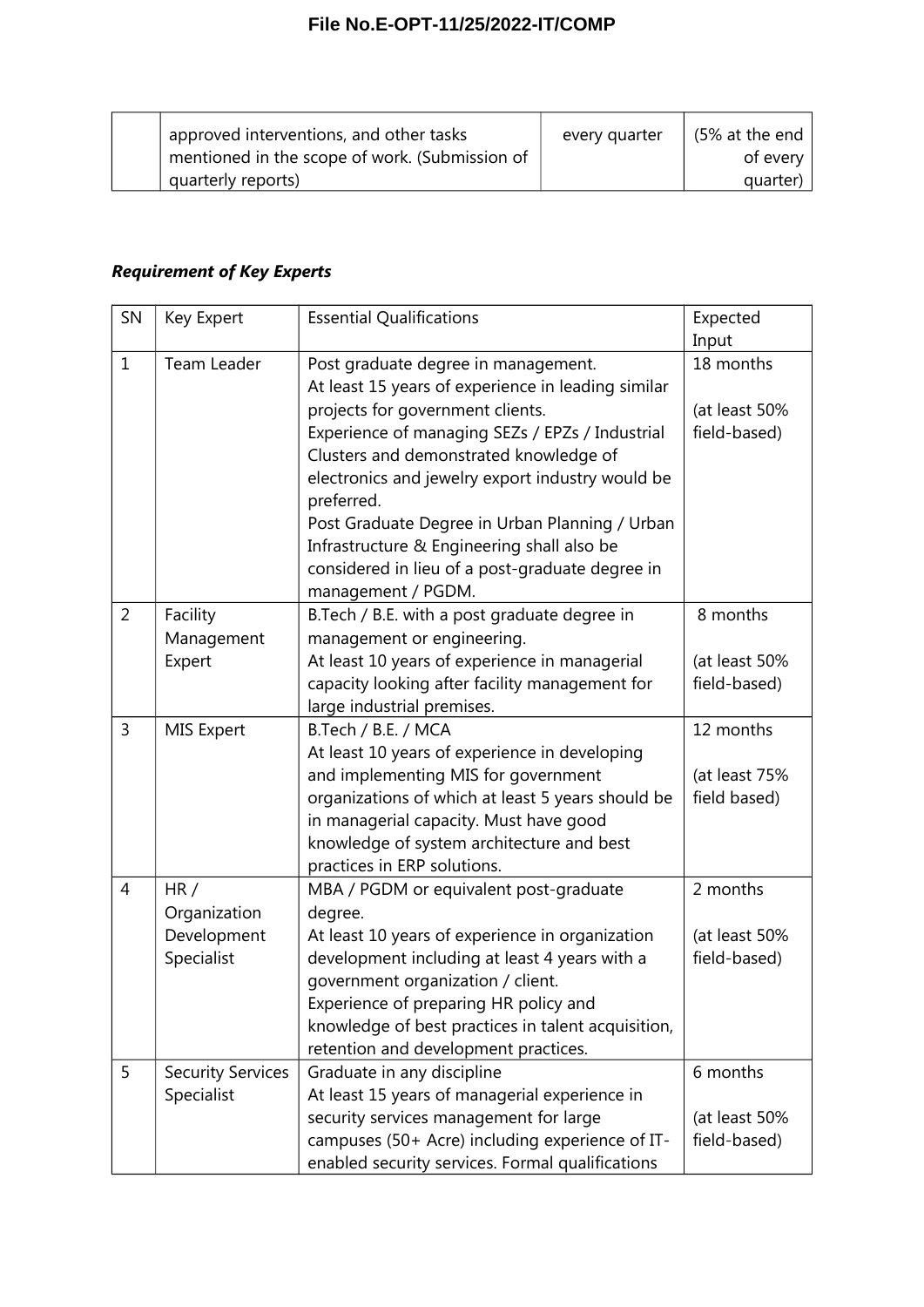| | approved interventions, and other tasks mentioned in the scope of work. (Submission of quarterly reports) | every quarter | (5% at the end of every quarter) |
|---|---|---|---|

***Requirement of Key Experts***

| SN | Key Expert | Essential Qualifications | Expected Input |
|---|---|---|---|
| 1 | Team Leader | Post graduate degree in management.<br>At least 15 years of experience in leading similar projects for government clients.<br>Experience of managing SEZs / EPZs / Industrial Clusters and demonstrated knowledge of electronics and jewelry export industry would be preferred.<br>Post Graduate Degree in Urban Planning / Urban Infrastructure & Engineering shall also be considered in lieu of a post-graduate degree in management / PGDM. | 18 months<br><br>(at least 50% field-based) |
| 2 | Facility Management Expert | B.Tech / B.E. with a post graduate degree in management or engineering.<br>At least 10 years of experience in managerial capacity looking after facility management for large industrial premises. | 8 months<br><br>(at least 50% field-based) |
| 3 | MIS Expert | B.Tech / B.E. / MCA<br>At least 10 years of experience in developing and implementing MIS for government organizations of which at least 5 years should be in managerial capacity. Must have good knowledge of system architecture and best practices in ERP solutions. | 12 months<br><br>(at least 75% field based) |
| 4 | HR / Organization Development Specialist | MBA / PGDM or equivalent post-graduate degree.<br>At least 10 years of experience in organization development including at least 4 years with a government organization / client.<br>Experience of preparing HR policy and knowledge of best practices in talent acquisition, retention and development practices. | 2 months<br><br>(at least 50% field-based) |
| 5 | Security Services Specialist | Graduate in any discipline<br>At least 15 years of managerial experience in security services management for large campuses (50+ Acre) including experience of IT-enabled security services. Formal qualifications | 6 months<br><br>(at least 50% field-based) |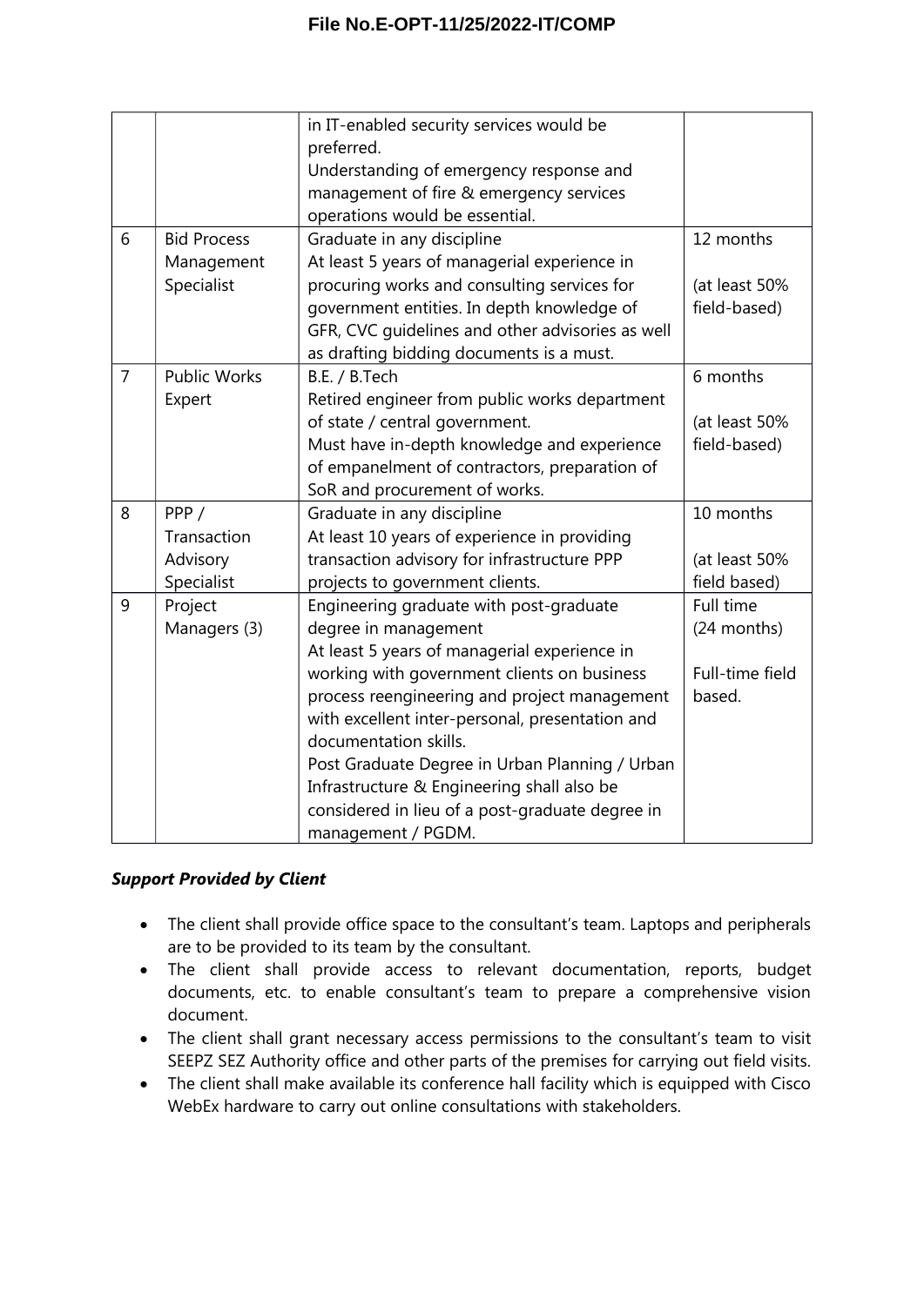| | | | |
|---|---|---|---|
| | | in IT-enabled security services would be preferred.<br>Understanding of emergency response and management of fire & emergency services operations would be essential. | |
| 6 | Bid Process Management Specialist | Graduate in any discipline<br>At least 5 years of managerial experience in procuring works and consulting services for government entities. In depth knowledge of GFR, CVC guidelines and other advisories as well as drafting bidding documents is a must. | 12 months<br><br>(at least 50% field-based) |
| 7 | Public Works Expert | B.E. / B.Tech<br>Retired engineer from public works department of state / central government.<br>Must have in-depth knowledge and experience of empanelment of contractors, preparation of SoR and procurement of works. | 6 months<br><br>(at least 50% field-based) |
| 8 | PPP / Transaction Advisory Specialist | Graduate in any discipline<br>At least 10 years of experience in providing transaction advisory for infrastructure PPP projects to government clients. | 10 months<br><br>(at least 50% field based) |
| 9 | Project Managers (3) | Engineering graduate with post-graduate degree in management<br>At least 5 years of managerial experience in working with government clients on business process reengineering and project management with excellent inter-personal, presentation and documentation skills.<br>Post Graduate Degree in Urban Planning / Urban Infrastructure & Engineering shall also be considered in lieu of a post-graduate degree in management / PGDM. | Full time (24 months)<br><br>Full-time field based. |

***Support Provided by Client***

- The client shall provide office space to the consultant's team. Laptops and peripherals are to be provided to its team by the consultant.
- The client shall provide access to relevant documentation, reports, budget documents, etc. to enable consultant's team to prepare a comprehensive vision document.
- The client shall grant necessary access permissions to the consultant's team to visit SEEPZ SEZ Authority office and other parts of the premises for carrying out field visits.
- The client shall make available its conference hall facility which is equipped with Cisco WebEx hardware to carry out online consultations with stakeholders.